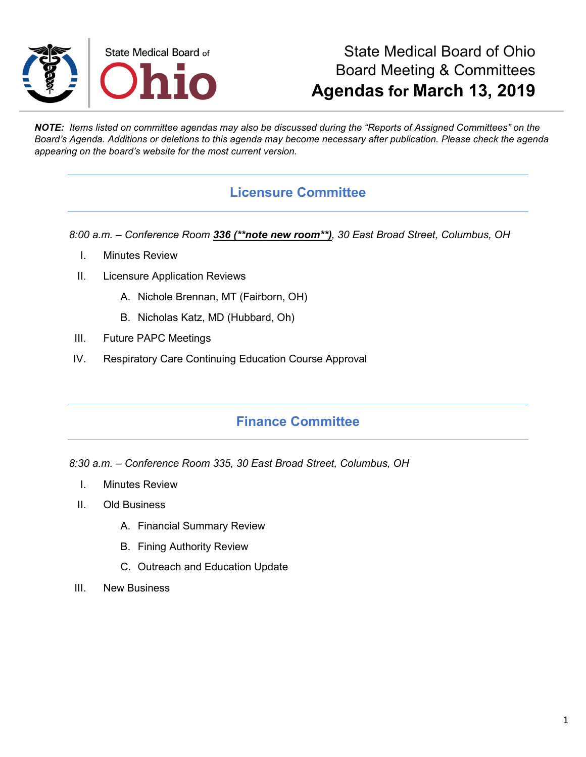# State Medical Board of Ohio
## Board Meeting & Committees
## **Agendas for March 13, 2019**

***NOTE:*** *Items listed on committee agendas may also be discussed during the "Reports of Assigned Committees" on the Board's Agenda. Additions or deletions to this agenda may become necessary after publication. Please check the agenda appearing on the board's website for the most current version.*

## Licensure Committee

*8:00 a.m. – Conference Room* ***336 (**note new room**)****, 30 East Broad Street, Columbus, OH*

I. Minutes Review

II. Licensure Application Reviews

   A. Nichole Brennan, MT (Fairborn, OH)

   B. Nicholas Katz, MD (Hubbard, Oh)

III. Future PAPC Meetings

IV. Respiratory Care Continuing Education Course Approval

## Finance Committee

*8:30 a.m. – Conference Room 335, 30 East Broad Street, Columbus, OH*

I. Minutes Review

II. Old Business

   A. Financial Summary Review

   B. Fining Authority Review

   C. Outreach and Education Update

III. New Business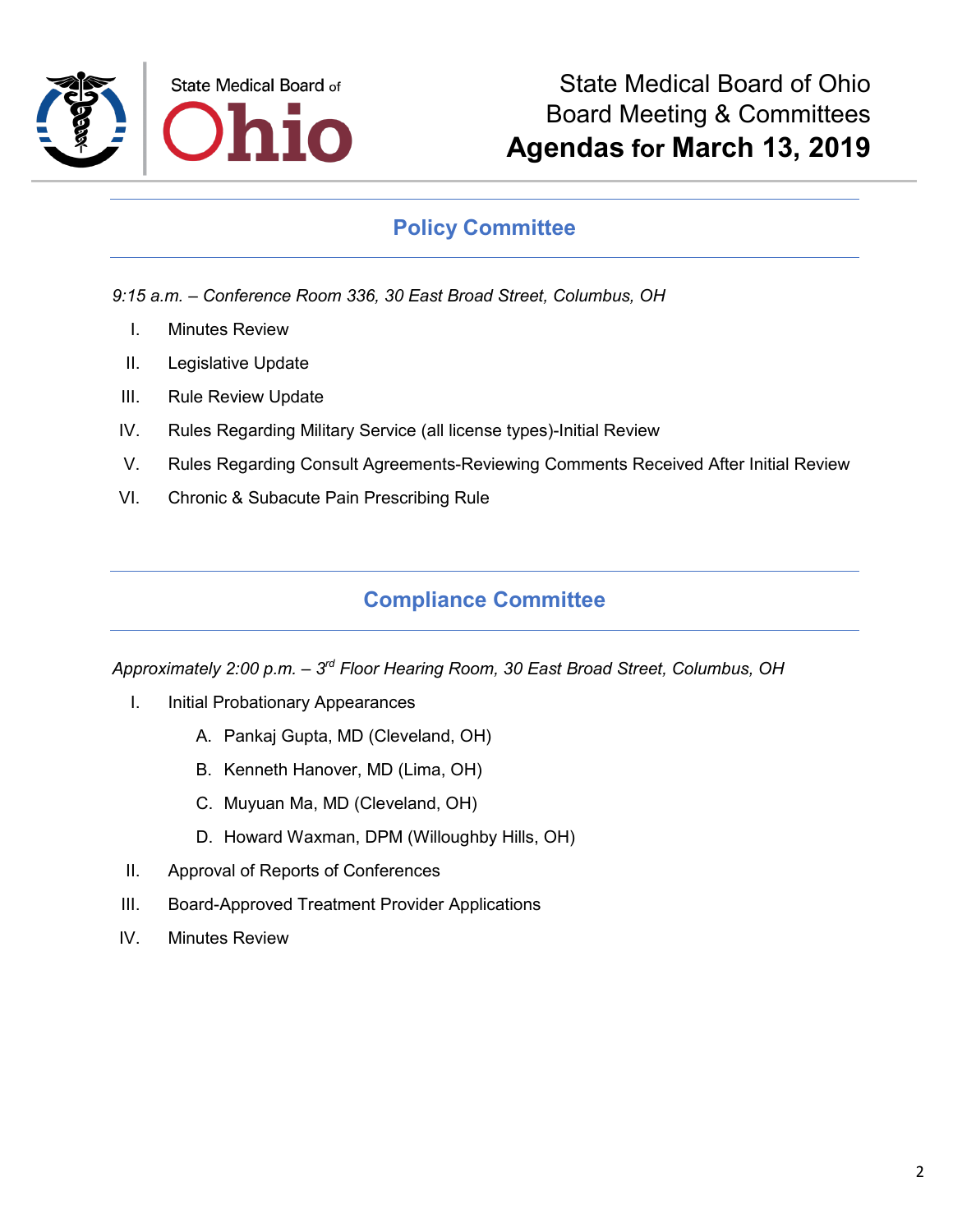State Medical Board of Ohio
Board Meeting & Committees
**Agendas for March 13, 2019**

## Policy Committee

*9:15 a.m. – Conference Room 336, 30 East Broad Street, Columbus, OH*

I. Minutes Review

II. Legislative Update

III. Rule Review Update

IV. Rules Regarding Military Service (all license types)-Initial Review

V. Rules Regarding Consult Agreements-Reviewing Comments Received After Initial Review

VI. Chronic & Subacute Pain Prescribing Rule

## Compliance Committee

*Approximately 2:00 p.m. – 3rd Floor Hearing Room, 30 East Broad Street, Columbus, OH*

I. Initial Probationary Appearances

   A. Pankaj Gupta, MD (Cleveland, OH)

   B. Kenneth Hanover, MD (Lima, OH)

   C. Muyuan Ma, MD (Cleveland, OH)

   D. Howard Waxman, DPM (Willoughby Hills, OH)

II. Approval of Reports of Conferences

III. Board-Approved Treatment Provider Applications

IV. Minutes Review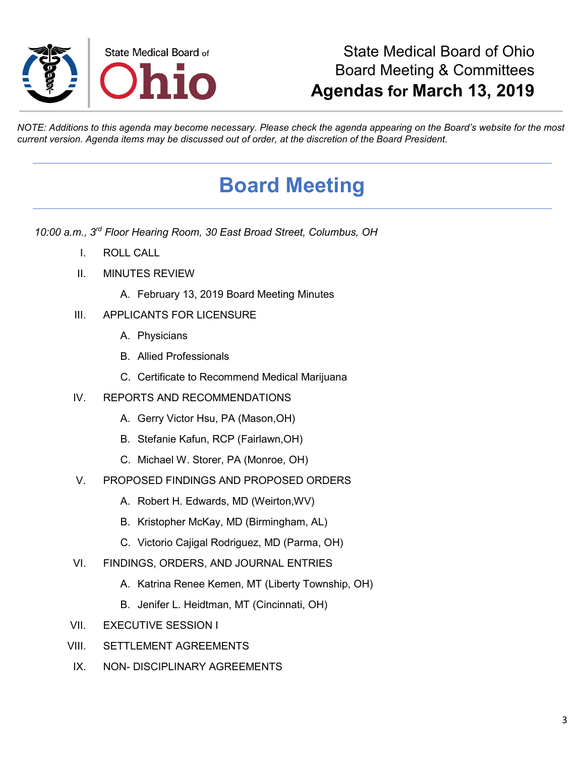State Medical Board of Ohio

# State Medical Board of Ohio
# Board Meeting & Committees
# **Agendas for March 13, 2019**

*NOTE: Additions to this agenda may become necessary. Please check the agenda appearing on the Board's website for the most current version. Agenda items may be discussed out of order, at the discretion of the Board President.*

---

## Board Meeting

---

*10:00 a.m., 3rd Floor Hearing Room, 30 East Broad Street, Columbus, OH*

I. ROLL CALL

II. MINUTES REVIEW

   A. February 13, 2019 Board Meeting Minutes

III. APPLICANTS FOR LICENSURE

   A. Physicians

   B. Allied Professionals

   C. Certificate to Recommend Medical Marijuana

IV. REPORTS AND RECOMMENDATIONS

   A. Gerry Victor Hsu, PA (Mason,OH)

   B. Stefanie Kafun, RCP (Fairlawn,OH)

   C. Michael W. Storer, PA (Monroe, OH)

V. PROPOSED FINDINGS AND PROPOSED ORDERS

   A. Robert H. Edwards, MD (Weirton,WV)

   B. Kristopher McKay, MD (Birmingham, AL)

   C. Victorio Cajigal Rodriguez, MD (Parma, OH)

VI. FINDINGS, ORDERS, AND JOURNAL ENTRIES

   A. Katrina Renee Kemen, MT (Liberty Township, OH)

   B. Jenifer L. Heidtman, MT (Cincinnati, OH)

VII. EXECUTIVE SESSION I

VIII. SETTLEMENT AGREEMENTS

IX. NON- DISCIPLINARY AGREEMENTS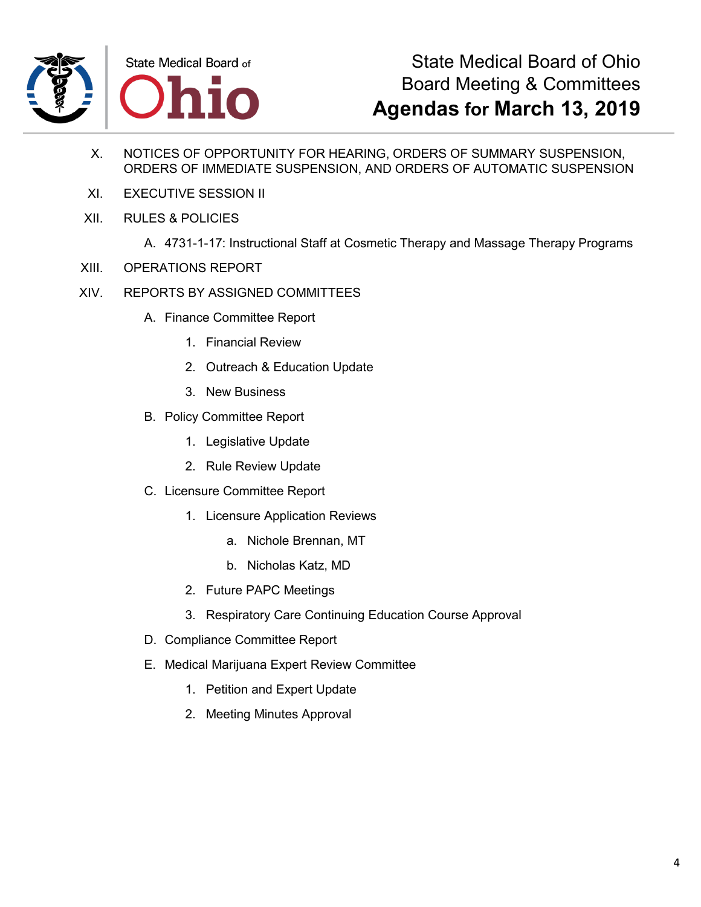X. NOTICES OF OPPORTUNITY FOR HEARING, ORDERS OF SUMMARY SUSPENSION, ORDERS OF IMMEDIATE SUSPENSION, AND ORDERS OF AUTOMATIC SUSPENSION

XI. EXECUTIVE SESSION II

XII. RULES & POLICIES

   A. 4731-1-17: Instructional Staff at Cosmetic Therapy and Massage Therapy Programs

XIII. OPERATIONS REPORT

XIV. REPORTS BY ASSIGNED COMMITTEES

   A. Finance Committee Report

      1. Financial Review
      2. Outreach & Education Update
      3. New Business

   B. Policy Committee Report

      1. Legislative Update
      2. Rule Review Update

   C. Licensure Committee Report

      1. Licensure Application Reviews

         a. Nichole Brennan, MT
         b. Nicholas Katz, MD

      2. Future PAPC Meetings
      3. Respiratory Care Continuing Education Course Approval

   D. Compliance Committee Report

   E. Medical Marijuana Expert Review Committee

      1. Petition and Expert Update
      2. Meeting Minutes Approval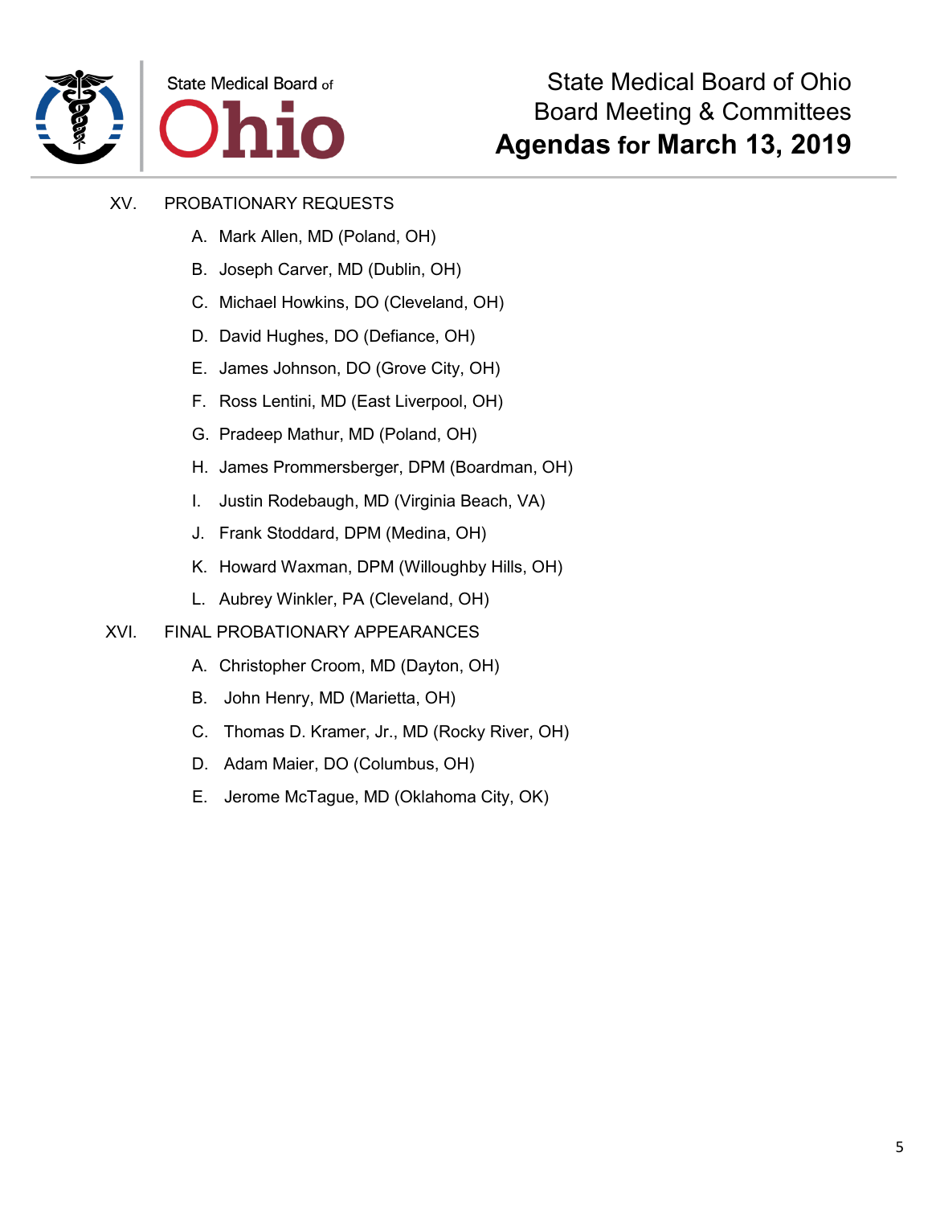XV. PROBATIONARY REQUESTS

A. Mark Allen, MD (Poland, OH)
B. Joseph Carver, MD (Dublin, OH)
C. Michael Howkins, DO (Cleveland, OH)
D. David Hughes, DO (Defiance, OH)
E. James Johnson, DO (Grove City, OH)
F. Ross Lentini, MD (East Liverpool, OH)
G. Pradeep Mathur, MD (Poland, OH)
H. James Prommersberger, DPM (Boardman, OH)
I. Justin Rodebaugh, MD (Virginia Beach, VA)
J. Frank Stoddard, DPM (Medina, OH)
K. Howard Waxman, DPM (Willoughby Hills, OH)
L. Aubrey Winkler, PA (Cleveland, OH)

XVI. FINAL PROBATIONARY APPEARANCES

A. Christopher Croom, MD (Dayton, OH)
B. John Henry, MD (Marietta, OH)
C. Thomas D. Kramer, Jr., MD (Rocky River, OH)
D. Adam Maier, DO (Columbus, OH)
E. Jerome McTague, MD (Oklahoma City, OK)